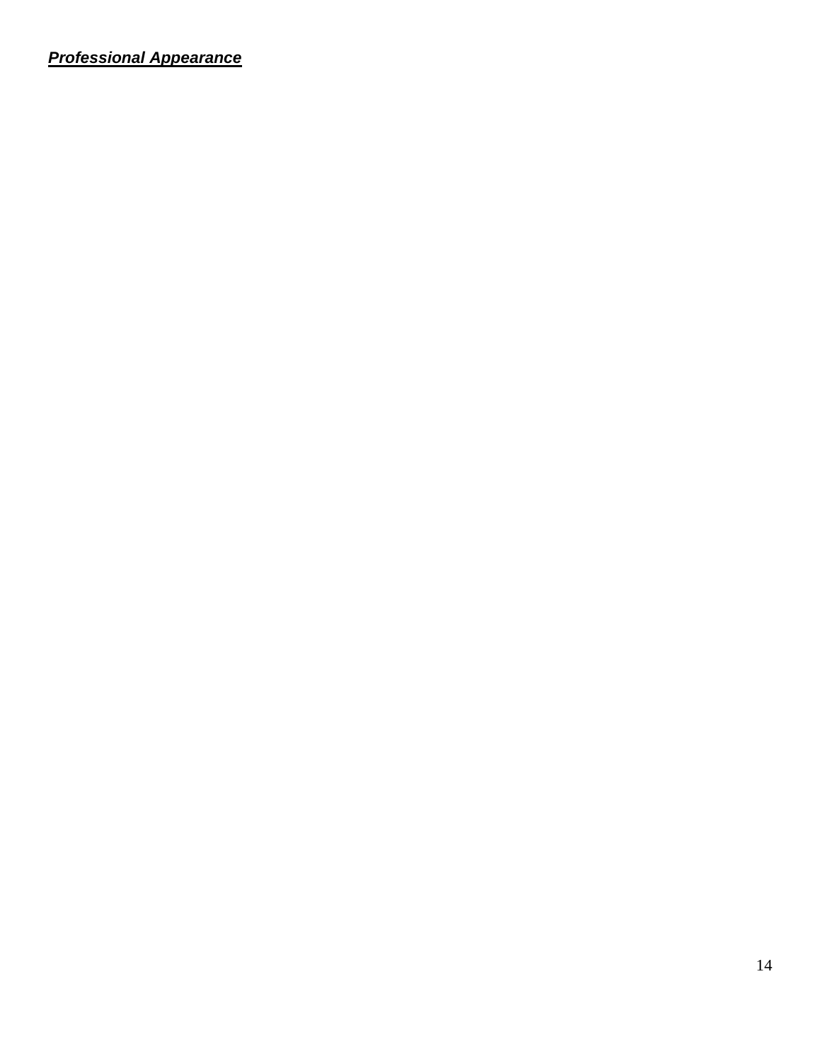***Professional Appearance***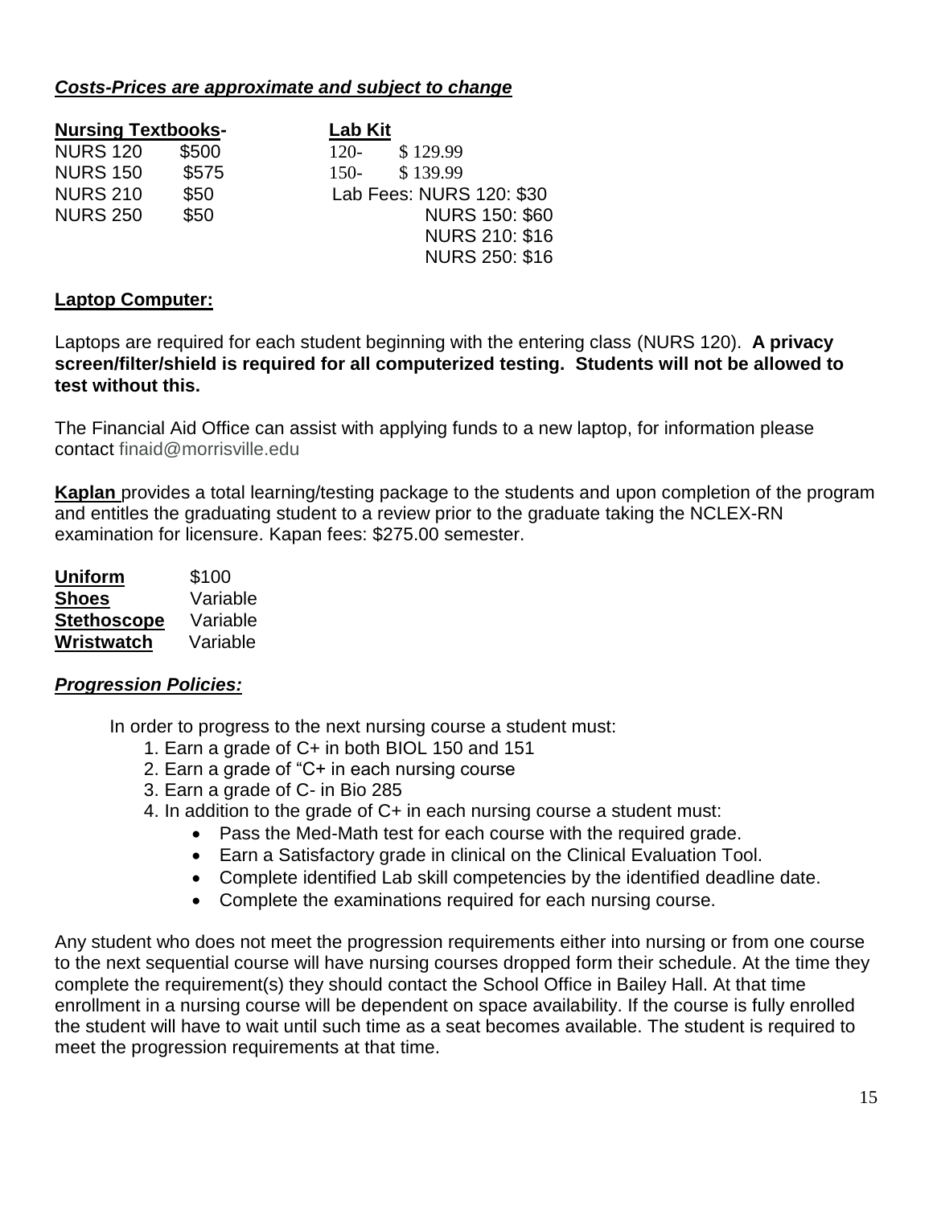***Costs-Prices are approximate and subject to change***

| **Nursing Textbooks-** | | **Lab Kit** | |
|---|---|---|---|
| NURS 120 | $500 | 120- | $ 129.99 |
| NURS 150 | $575 | 150- | $ 139.99 |
| NURS 210 | $50 | Lab Fees: NURS 120: $30 | |
| NURS 250 | $50 | NURS 150: $60 | |
| | | NURS 210: $16 | |
| | | NURS 250: $16 | |

**Laptop Computer:**

Laptops are required for each student beginning with the entering class (NURS 120). **A privacy screen/filter/shield is required for all computerized testing. Students will not be allowed to test without this.**

The Financial Aid Office can assist with applying funds to a new laptop, for information please contact finaid@morrisville.edu

**Kaplan** provides a total learning/testing package to the students and upon completion of the program and entitles the graduating student to a review prior to the graduate taking the NCLEX-RN examination for licensure. Kapan fees: $275.00 semester.

| | |
|---|---|
| **Uniform** | $100 |
| **Shoes** | Variable |
| **Stethoscope** | Variable |
| **Wristwatch** | Variable |

***Progression Policies:***

In order to progress to the next nursing course a student must:

1. Earn a grade of C+ in both BIOL 150 and 151
2. Earn a grade of "C+ in each nursing course
3. Earn a grade of C- in Bio 285
4. In addition to the grade of C+ in each nursing course a student must:
   - Pass the Med-Math test for each course with the required grade.
   - Earn a Satisfactory grade in clinical on the Clinical Evaluation Tool.
   - Complete identified Lab skill competencies by the identified deadline date.
   - Complete the examinations required for each nursing course.

Any student who does not meet the progression requirements either into nursing or from one course to the next sequential course will have nursing courses dropped form their schedule. At the time they complete the requirement(s) they should contact the School Office in Bailey Hall. At that time enrollment in a nursing course will be dependent on space availability. If the course is fully enrolled the student will have to wait until such time as a seat becomes available. The student is required to meet the progression requirements at that time.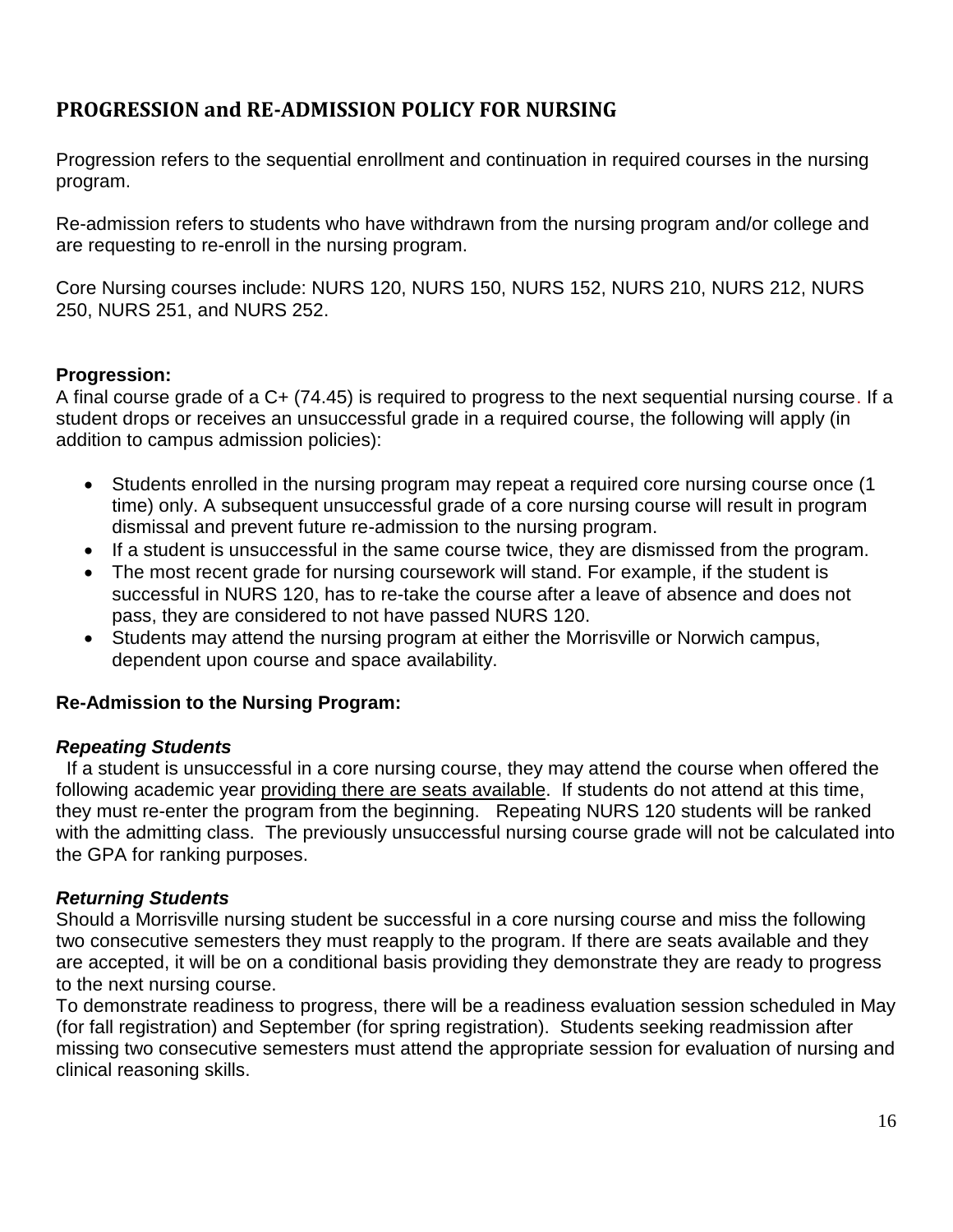## PROGRESSION and RE-ADMISSION POLICY FOR NURSING

Progression refers to the sequential enrollment and continuation in required courses in the nursing program.

Re-admission refers to students who have withdrawn from the nursing program and/or college and are requesting to re-enroll in the nursing program.

Core Nursing courses include: NURS 120, NURS 150, NURS 152, NURS 210, NURS 212, NURS 250, NURS 251, and NURS 252.

### Progression:

A final course grade of a C+ (74.45) is required to progress to the next sequential nursing course. If a student drops or receives an unsuccessful grade in a required course, the following will apply (in addition to campus admission policies):

- Students enrolled in the nursing program may repeat a required core nursing course once (1 time) only. A subsequent unsuccessful grade of a core nursing course will result in program dismissal and prevent future re-admission to the nursing program.
- If a student is unsuccessful in the same course twice, they are dismissed from the program.
- The most recent grade for nursing coursework will stand. For example, if the student is successful in NURS 120, has to re-take the course after a leave of absence and does not pass, they are considered to not have passed NURS 120.
- Students may attend the nursing program at either the Morrisville or Norwich campus, dependent upon course and space availability.

### Re-Admission to the Nursing Program:

***Repeating Students***

If a student is unsuccessful in a core nursing course, they may attend the course when offered the following academic year providing there are seats available. If students do not attend at this time, they must re-enter the program from the beginning. Repeating NURS 120 students will be ranked with the admitting class. The previously unsuccessful nursing course grade will not be calculated into the GPA for ranking purposes.

***Returning Students***

Should a Morrisville nursing student be successful in a core nursing course and miss the following two consecutive semesters they must reapply to the program. If there are seats available and they are accepted, it will be on a conditional basis providing they demonstrate they are ready to progress to the next nursing course.

To demonstrate readiness to progress, there will be a readiness evaluation session scheduled in May (for fall registration) and September (for spring registration). Students seeking readmission after missing two consecutive semesters must attend the appropriate session for evaluation of nursing and clinical reasoning skills.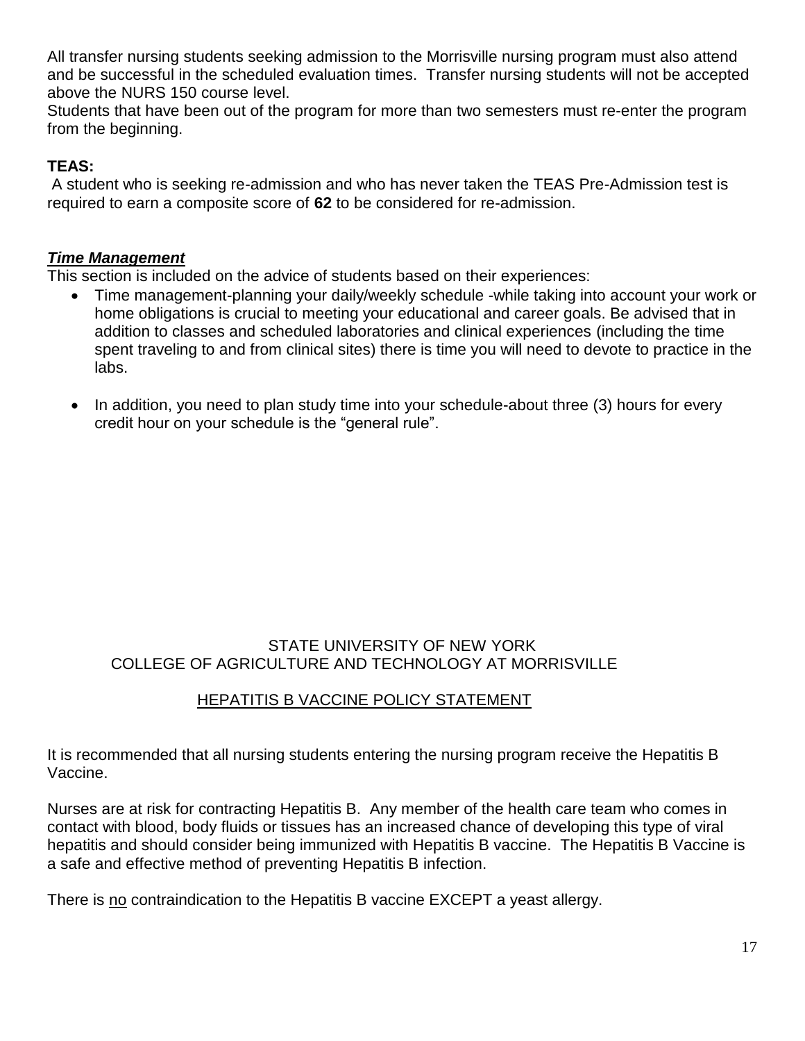All transfer nursing students seeking admission to the Morrisville nursing program must also attend and be successful in the scheduled evaluation times. Transfer nursing students will not be accepted above the NURS 150 course level.
Students that have been out of the program for more than two semesters must re-enter the program from the beginning.

**TEAS:**
A student who is seeking re-admission and who has never taken the TEAS Pre-Admission test is required to earn a composite score of **62** to be considered for re-admission.

***Time Management***

This section is included on the advice of students based on their experiences:

- Time management-planning your daily/weekly schedule -while taking into account your work or home obligations is crucial to meeting your educational and career goals. Be advised that in addition to classes and scheduled laboratories and clinical experiences (including the time spent traveling to and from clinical sites) there is time you will need to devote to practice in the labs.

- In addition, you need to plan study time into your schedule-about three (3) hours for every credit hour on your schedule is the “general rule”.

STATE UNIVERSITY OF NEW YORK
COLLEGE OF AGRICULTURE AND TECHNOLOGY AT MORRISVILLE

## HEPATITIS B VACCINE POLICY STATEMENT

It is recommended that all nursing students entering the nursing program receive the Hepatitis B Vaccine.

Nurses are at risk for contracting Hepatitis B. Any member of the health care team who comes in contact with blood, body fluids or tissues has an increased chance of developing this type of viral hepatitis and should consider being immunized with Hepatitis B vaccine. The Hepatitis B Vaccine is a safe and effective method of preventing Hepatitis B infection.

There is no contraindication to the Hepatitis B vaccine EXCEPT a yeast allergy.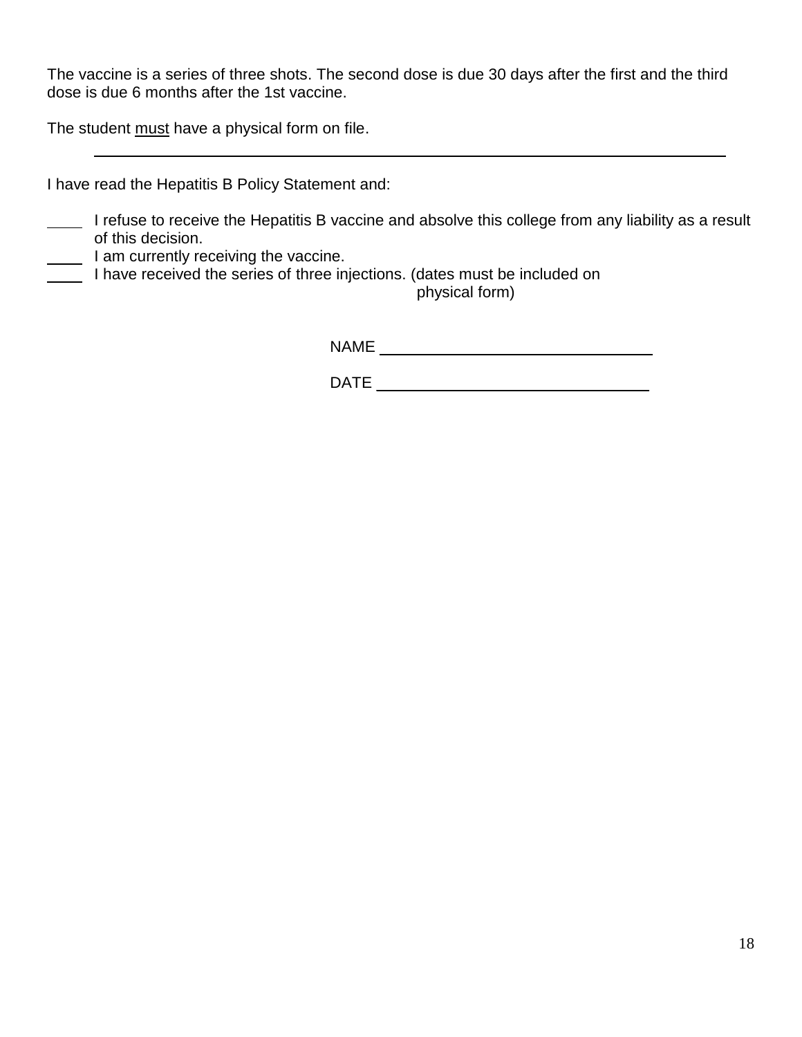The vaccine is a series of three shots. The second dose is due 30 days after the first and the third dose is due 6 months after the 1st vaccine.

The student <u>must</u> have a physical form on file.

---

I have read the Hepatitis B Policy Statement and:

____ I refuse to receive the Hepatitis B vaccine and absolve this college from any liability as a result of this decision.
____ I am currently receiving the vaccine.
____ I have received the series of three injections. (dates must be included on physical form)

NAME ________________________________

DATE ________________________________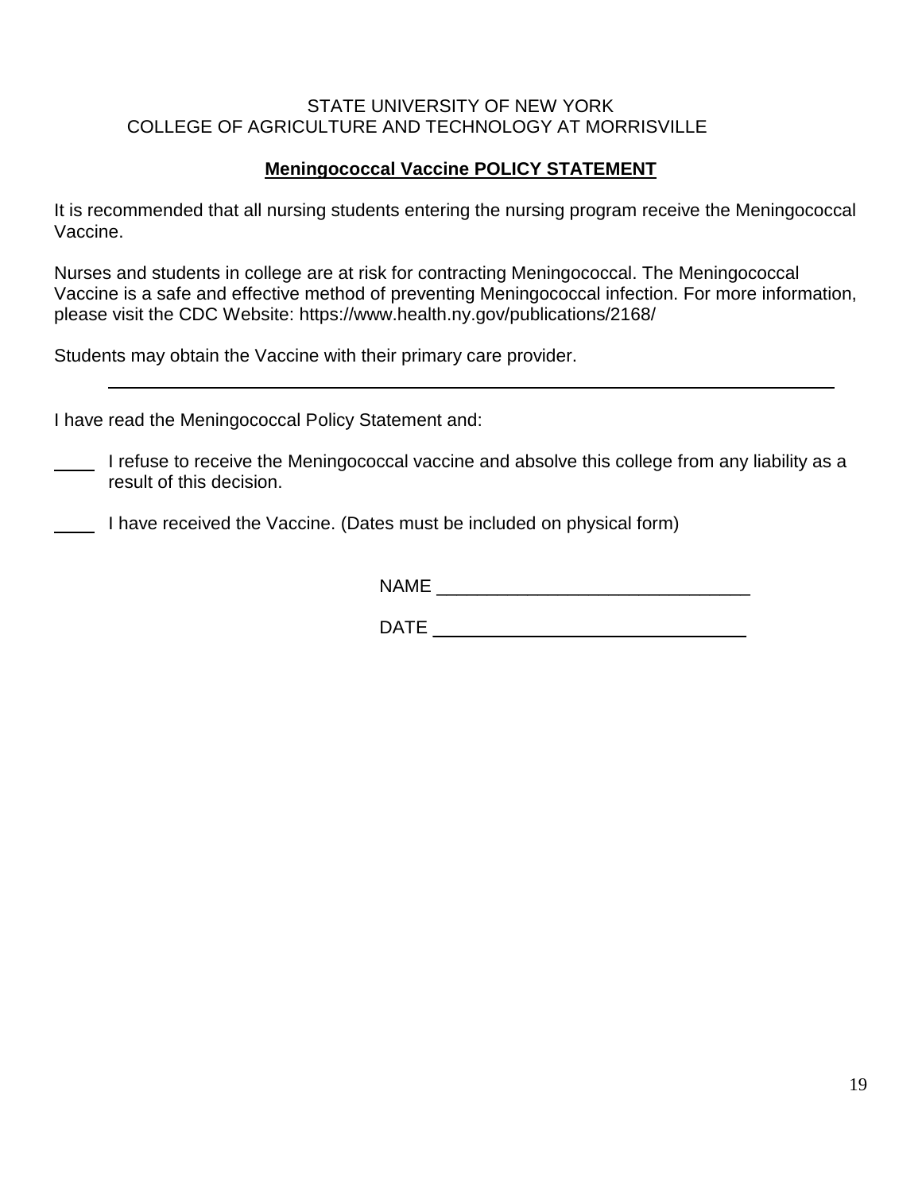STATE UNIVERSITY OF NEW YORK
COLLEGE OF AGRICULTURE AND TECHNOLOGY AT MORRISVILLE

## **Meningococcal Vaccine POLICY STATEMENT**

It is recommended that all nursing students entering the nursing program receive the Meningococcal Vaccine.

Nurses and students in college are at risk for contracting Meningococcal. The Meningococcal Vaccine is a safe and effective method of preventing Meningococcal infection. For more information, please visit the CDC Website: https://www.health.ny.gov/publications/2168/

Students may obtain the Vaccine with their primary care provider.

---

I have read the Meningococcal Policy Statement and:

____ I refuse to receive the Meningococcal vaccine and absolve this college from any liability as a result of this decision.

____ I have received the Vaccine. (Dates must be included on physical form)

NAME _______________________________

DATE _______________________________